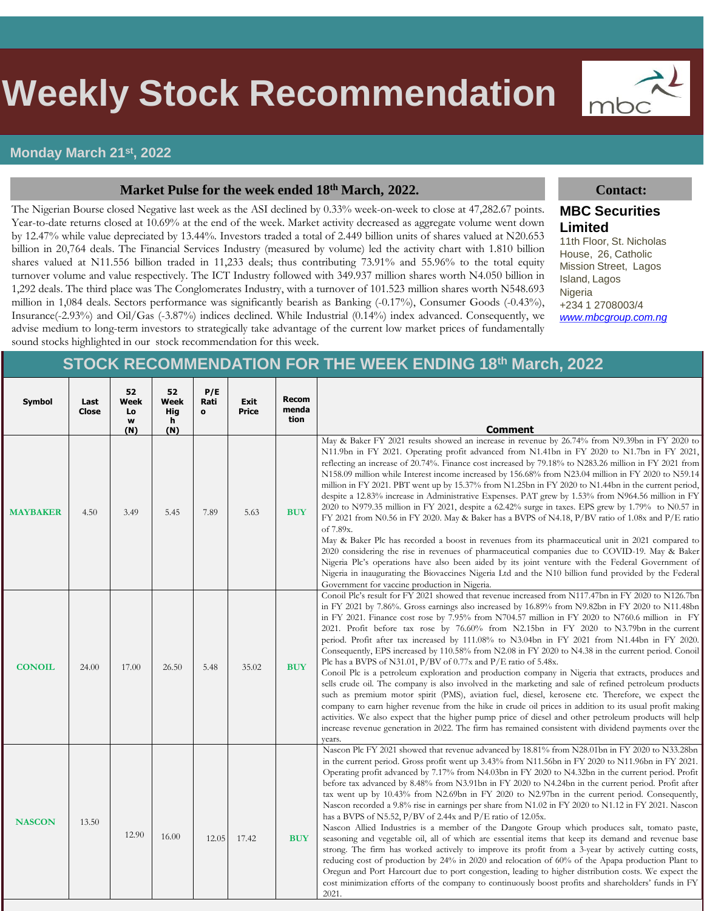# Weekly Stock Recommendation

mbc

**Monday March 21st, 2022**

## Market Pulse for the week ended 18th March, 2022.

The Nigerian Bourse closed Negative last week as the ASI declined by 0.33% week-on-week to close at 47,282.67 points. Year-to-date returns closed at 10.69% at the end of the week. Market activity decreased as aggregate volume went down by 12.47% while value depreciated by 13.44%. Investors traded a total of 2.449 billion units of shares valued at N20.653 billion in 20,764 deals. The Financial Services Industry (measured by volume) led the activity chart with 1.810 billion shares valued at N11.556 billion traded in 11,233 deals; thus contributing 73.91% and 55.96% to the total equity turnover volume and value respectively. The ICT Industry followed with 349.937 million shares worth N4.050 billion in 1,292 deals. The third place was The Conglomerates Industry, with a turnover of 101.523 million shares worth N548.693 million in 1,084 deals. Sectors performance was significantly bearish as Banking (-0.17%), Consumer Goods (-0.43%), Insurance(-2.93%) and Oil/Gas (-3.87%) indices declined. While Industrial (0.14%) index advanced. Consequently, we advise medium to long-term investors to strategically take advantage of the current low market prices of fundamentally sound stocks highlighted in our stock recommendation for this week.

## Contact:

**MBC Securities Limited**
11th Floor, St. Nicholas House, 26, Catholic Mission Street, Lagos Island, Lagos
Nigeria
+234 1 2708003/4
www.mbcgroup.com.ng

## STOCK RECOMMENDATION FOR THE WEEK ENDING 18th March, 2022

| Symbol | Last Close | 52 Week Low (N) | 52 Week High (N) | P/E Ratio | Exit Price | Recommendation | Comment |
|---|---|---|---|---|---|---|---|
| **MAYBAKER** | 4.50 | 3.49 | 5.45 | 7.89 | 5.63 | **BUY** | May & Baker FY 2021 results showed an increase in revenue by 26.74% from N9.39bn in FY 2020 to N11.9bn in FY 2021. Operating profit advanced from N1.41bn in FY 2020 to N1.7bn in FY 2021, reflecting an increase of 20.74%. Finance cost increased by 79.18% to N283.26 million in FY 2021 from N158.09 million while Interest income increased by 156.68% from N23.04 million in FY 2020 to N59.14 million in FY 2021. PBT went up by 15.37% from N1.25bn in FY 2020 to N1.44bn in the current period, despite a 12.83% increase in Administrative Expenses. PAT grew by 1.53% from N964.56 million in FY 2020 to N979.35 million in FY 2021, despite a 62.42% surge in taxes. EPS grew by 1.79% to N0.57 in FY 2021 from N0.56 in FY 2020. May & Baker has a BVPS of N4.18, P/BV ratio of 1.08x and P/E ratio of 7.89x.<br>May & Baker Plc has recorded a boost in revenues from its pharmaceutical unit in 2021 compared to 2020 considering the rise in revenues of pharmaceutical companies due to COVID-19. May & Baker Nigeria Plc's operations have also been aided by its joint venture with the Federal Government of Nigeria in inaugurating the Biovaccines Nigeria Ltd and the N10 billion fund provided by the Federal Government for vaccine production in Nigeria. |
| **CONOIL** | 24.00 | 17.00 | 26.50 | 5.48 | 35.02 | **BUY** | Conoil Plc's result for FY 2021 showed that revenue increased from N117.47bn in FY 2020 to N126.7bn in FY 2021 by 7.86%. Gross earnings also increased by 16.89% from N9.82bn in FY 2020 to N11.48bn in FY 2021. Finance cost rose by 7.95% from N704.57 million in FY 2020 to N760.6 million in FY 2021. Profit before tax rose by 76.60% from N2.15bn in FY 2020 to N3.79bn in the current period. Profit after tax increased by 111.08% to N3.04bn in FY 2021 from N1.44bn in FY 2020. Consequently, EPS increased by 110.58% from N2.08 in FY 2020 to N4.38 in the current period. Conoil Plc has a BVPS of N31.01, P/BV of 0.77x and P/E ratio of 5.48x.<br>Conoil Plc is a petroleum exploration and production company in Nigeria that extracts, produces and sells crude oil. The company is also involved in the marketing and sale of refined petroleum products such as premium motor spirit (PMS), aviation fuel, diesel, kerosene etc. Therefore, we expect the company to earn higher revenue from the hike in crude oil prices in addition to its usual profit making activities. We also expect that the higher pump price of diesel and other petroleum products will help increase revenue generation in 2022. The firm has remained consistent with dividend payments over the years. |
| **NASCON** | 13.50 | 12.90 | 16.00 | 12.05 | 17.42 | **BUY** | Nascon Plc FY 2021 showed that revenue advanced by 18.81% from N28.01bn in FY 2020 to N33.28bn in the current period. Gross profit went up 3.43% from N11.56bn in FY 2020 to N11.96bn in FY 2021. Operating profit advanced by 7.17% from N4.03bn in FY 2020 to N4.32bn in the current period. Profit before tax advanced by 8.48% from N3.91bn in FY 2020 to N4.24bn in the current period. Profit after tax went up by 10.43% from N2.69bn in FY 2020 to N2.97bn in the current period. Consequently, Nascon recorded a 9.8% rise in earnings per share from N1.02 in FY 2020 to N1.12 in FY 2021. Nascon has a BVPS of N5.52, P/BV of 2.44x and P/E ratio of 12.05x.<br>Nascon Allied Industries is a member of the Dangote Group which produces salt, tomato paste, seasoning and vegetable oil, all of which are essential items that keep its demand and revenue base strong. The firm has worked actively to improve its profit from a 3-year by actively cutting costs, reducing cost of production by 24% in 2020 and relocation of 60% of the Apapa production Plant to Oregun and Port Harcourt due to port congestion, leading to higher distribution costs. We expect the cost minimization efforts of the company to continuously boost profits and shareholders' funds in FY 2021. |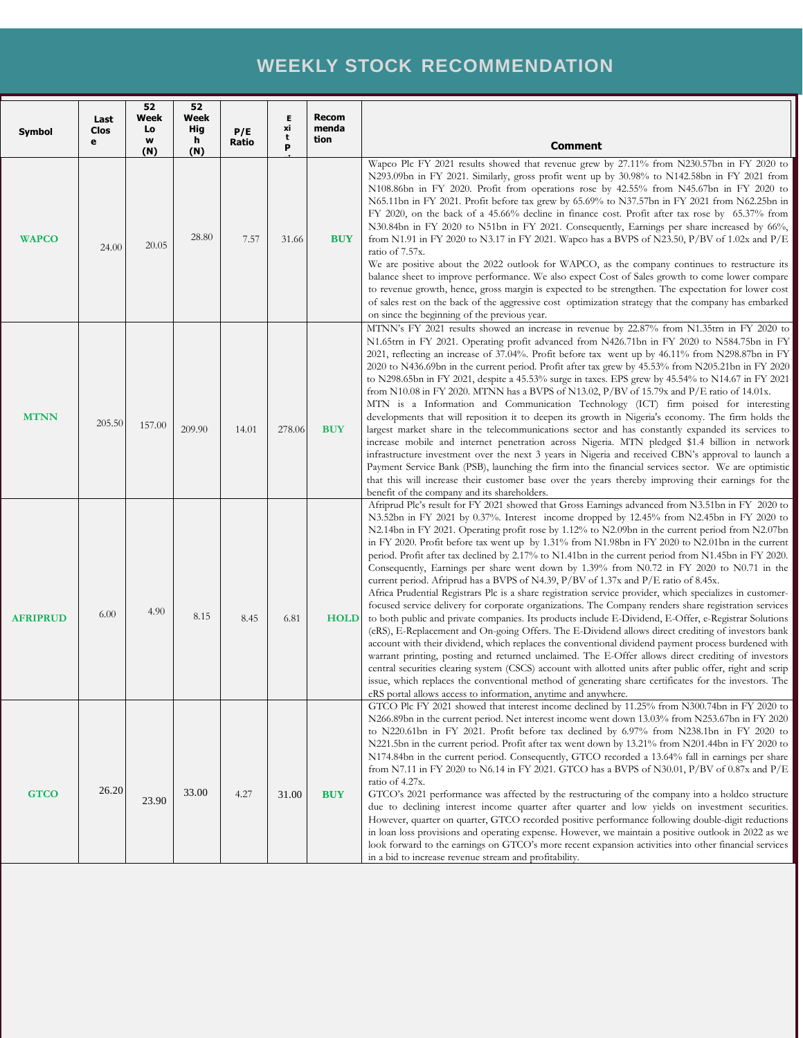# WEEKLY STOCK RECOMMENDATION

| Symbol | Last Close | 52 Week Low (N) | 52 Week High (N) | P/E Ratio | Exit P. | Recommendation | Comment |
|---|---|---|---|---|---|---|---|
| **WAPCO** | 24.00 | 20.05 | 28.80 | 7.57 | 31.66 | **BUY** | Wapco Plc FY 2021 results showed that revenue grew by 27.11% from N230.57bn in FY 2020 to N293.09bn in FY 2021. Similarly, gross profit went up by 30.98% to N142.58bn in FY 2021 from N108.86bn in FY 2020. Profit from operations rose by 42.55% from N45.67bn in FY 2020 to N65.11bn in FY 2021. Profit before tax grew by 65.69% to N37.57bn in FY 2021 from N62.25bn in FY 2020, on the back of a 45.66% decline in finance cost. Profit after tax rose by 65.37% from N30.84bn in FY 2020 to N51bn in FY 2021. Consequently, Earnings per share increased by 66%, from N1.91 in FY 2020 to N3.17 in FY 2021. Wapco has a BVPS of N23.50, P/BV of 1.02x and P/E ratio of 7.57x.<br>We are positive about the 2022 outlook for WAPCO, as the company continues to restructure its balance sheet to improve performance. We also expect Cost of Sales growth to come lower compare to revenue growth, hence, gross margin is expected to be strengthen. The expectation for lower cost of sales rest on the back of the aggressive cost optimization strategy that the company has embarked on since the beginning of the previous year. |
| **MTNN** | 205.50 | 157.00 | 209.90 | 14.01 | 278.06 | **BUY** | MTNN's FY 2021 results showed an increase in revenue by 22.87% from N1.35trn in FY 2020 to N1.65trn in FY 2021. Operating profit advanced from N426.71bn in FY 2020 to N584.75bn in FY 2021, reflecting an increase of 37.04%. Profit before tax went up by 46.11% from N298.87bn in FY 2020 to N436.69bn in the current period. Profit after tax grew by 45.53% from N205.21bn in FY 2020 to N298.65bn in FY 2021, despite a 45.53% surge in taxes. EPS grew by 45.54% to N14.67 in FY 2021 from N10.08 in FY 2020. MTNN has a BVPS of N13.02, P/BV of 15.79x and P/E ratio of 14.01x.<br>MTN is a Information and Communication Technology (ICT) firm poised for interesting developments that will reposition it to deepen its growth in Nigeria's economy. The firm holds the largest market share in the telecommunications sector and has constantly expanded its services to increase mobile and internet penetration across Nigeria. MTN pledged $1.4 billion in network infrastructure investment over the next 3 years in Nigeria and received CBN's approval to launch a Payment Service Bank (PSB), launching the firm into the financial services sector. We are optimistic that this will increase their customer base over the years thereby improving their earnings for the benefit of the company and its shareholders. |
| **AFRIPRUD** | 6.00 | 4.90 | 8.15 | 8.45 | 6.81 | **HOLD** | Afriprud Plc's result for FY 2021 showed that Gross Earnings advanced from N3.51bn in FY 2020 to N3.52bn in FY 2021 by 0.37%. Interest income dropped by 12.45% from N2.45bn in FY 2020 to N2.14bn in FY 2021. Operating profit rose by 1.12% to N2.09bn in the current period from N2.07bn in FY 2020. Profit before tax went up by 1.31% from N1.98bn in FY 2020 to N2.01bn in the current period. Profit after tax declined by 2.17% to N1.41bn in the current period from N1.45bn in FY 2020. Consequently, Earnings per share went down by 1.39% from N0.72 in FY 2020 to N0.71 in the current period. Afriprud has a BVPS of N4.39, P/BV of 1.37x and P/E ratio of 8.45x.<br>Africa Prudential Registrars Plc is a share registration service provider, which specializes in customer-focused service delivery for corporate organizations. The Company renders share registration services to both public and private companies. Its products include E-Dividend, E-Offer, e-Registrar Solutions (eRS), E-Replacement and On-going Offers. The E-Dividend allows direct crediting of investors bank account with their dividend, which replaces the conventional dividend payment process burdened with warrant printing, posting and returned unclaimed. The E-Offer allows direct crediting of investors central securities clearing system (CSCS) account with allotted units after public offer, right and scrip issue, which replaces the conventional method of generating share certificates for the investors. The eRS portal allows access to information, anytime and anywhere. |
| **GTCO** | 26.20 | 23.90 | 33.00 | 4.27 | 31.00 | **BUY** | GTCO Plc FY 2021 showed that interest income declined by 11.25% from N300.74bn in FY 2020 to N266.89bn in the current period. Net interest income went down 13.03% from N253.67bn in FY 2020 to N220.61bn in FY 2021. Profit before tax declined by 6.97% from N238.1bn in FY 2020 to N221.5bn in the current period. Profit after tax went down by 13.21% from N201.44bn in FY 2020 to N174.84bn in the current period. Consequently, GTCO recorded a 13.64% fall in earnings per share from N7.11 in FY 2020 to N6.14 in FY 2021. GTCO has a BVPS of N30.01, P/BV of 0.87x and P/E ratio of 4.27x.<br>GTCO's 2021 performance was affected by the restructuring of the company into a holdco structure due to declining interest income quarter after quarter and low yields on investment securities. However, quarter on quarter, GTCO recorded positive performance following double-digit reductions in loan loss provisions and operating expense. However, we maintain a positive outlook in 2022 as we look forward to the earnings on GTCO's more recent expansion activities into other financial services in a bid to increase revenue stream and profitability. |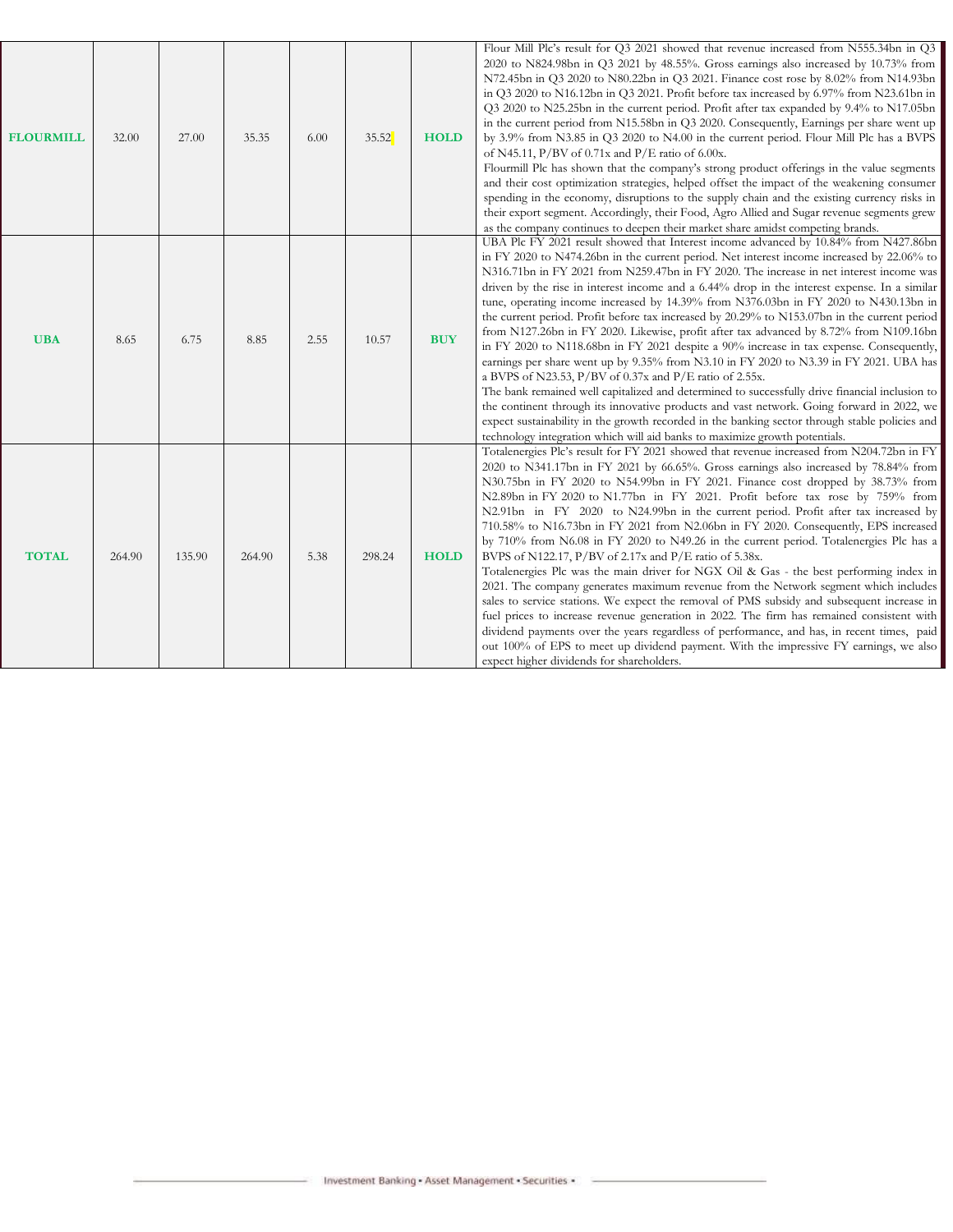| | | | | | | | |
|---|---|---|---|---|---|---|---|
| **FLOURMILL** | 32.00 | 27.00 | 35.35 | 6.00 | 35.52 | **HOLD** | Flour Mill Plc's result for Q3 2021 showed that revenue increased from N555.34bn in Q3 2020 to N824.98bn in Q3 2021 by 48.55%. Gross earnings also increased by 10.73% from N72.45bn in Q3 2020 to N80.22bn in Q3 2021. Finance cost rose by 8.02% from N14.93bn in Q3 2020 to N16.12bn in Q3 2021. Profit before tax increased by 6.97% from N23.61bn in Q3 2020 to N25.25bn in the current period. Profit after tax expanded by 9.4% to N17.05bn in the current period from N15.58bn in Q3 2020. Consequently, Earnings per share went up by 3.9% from N3.85 in Q3 2020 to N4.00 in the current period. Flour Mill Plc has a BVPS of N45.11, P/BV of 0.71x and P/E ratio of 6.00x.<br>Flourmill Plc has shown that the company's strong product offerings in the value segments and their cost optimization strategies, helped offset the impact of the weakening consumer spending in the economy, disruptions to the supply chain and the existing currency risks in their export segment. Accordingly, their Food, Agro Allied and Sugar revenue segments grew as the company continues to deepen their market share amidst competing brands. |
| **UBA** | 8.65 | 6.75 | 8.85 | 2.55 | 10.57 | **BUY** | UBA Plc FY 2021 result showed that Interest income advanced by 10.84% from N427.86bn in FY 2020 to N474.26bn in the current period. Net interest income increased by 22.06% to N316.71bn in FY 2021 from N259.47bn in FY 2020. The increase in net interest income was driven by the rise in interest income and a 6.44% drop in the interest expense. In a similar tune, operating income increased by 14.39% from N376.03bn in FY 2020 to N430.13bn in the current period. Profit before tax increased by 20.29% to N153.07bn in the current period from N127.26bn in FY 2020. Likewise, profit after tax advanced by 8.72% from N109.16bn in FY 2020 to N118.68bn in FY 2021 despite a 90% increase in tax expense. Consequently, earnings per share went up by 9.35% from N3.10 in FY 2020 to N3.39 in FY 2021. UBA has a BVPS of N23.53, P/BV of 0.37x and P/E ratio of 2.55x.<br>The bank remained well capitalized and determined to successfully drive financial inclusion to the continent through its innovative products and vast network. Going forward in 2022, we expect sustainability in the growth recorded in the banking sector through stable policies and technology integration which will aid banks to maximize growth potentials. |
| **TOTAL** | 264.90 | 135.90 | 264.90 | 5.38 | 298.24 | **HOLD** | Totalenergies Plc's result for FY 2021 showed that revenue increased from N204.72bn in FY 2020 to N341.17bn in FY 2021 by 66.65%. Gross earnings also increased by 78.84% from N30.75bn in FY 2020 to N54.99bn in FY 2021. Finance cost dropped by 38.73% from N2.89bn in FY 2020 to N1.77bn in FY 2021. Profit before tax rose by 759% from N2.91bn in FY 2020 to N24.99bn in the current period. Profit after tax increased by 710.58% to N16.73bn in FY 2021 from N2.06bn in FY 2020. Consequently, EPS increased by 710% from N6.08 in FY 2020 to N49.26 in the current period. Totalenergies Plc has a BVPS of N122.17, P/BV of 2.17x and P/E ratio of 5.38x.<br>Totalenergies Plc was the main driver for NGX Oil & Gas - the best performing index in 2021. The company generates maximum revenue from the Network segment which includes sales to service stations. We expect the removal of PMS subsidy and subsequent increase in fuel prices to increase revenue generation in 2022. The firm has remained consistent with dividend payments over the years regardless of performance, and has, in recent times, paid out 100% of EPS to meet up dividend payment. With the impressive FY earnings, we also expect higher dividends for shareholders. |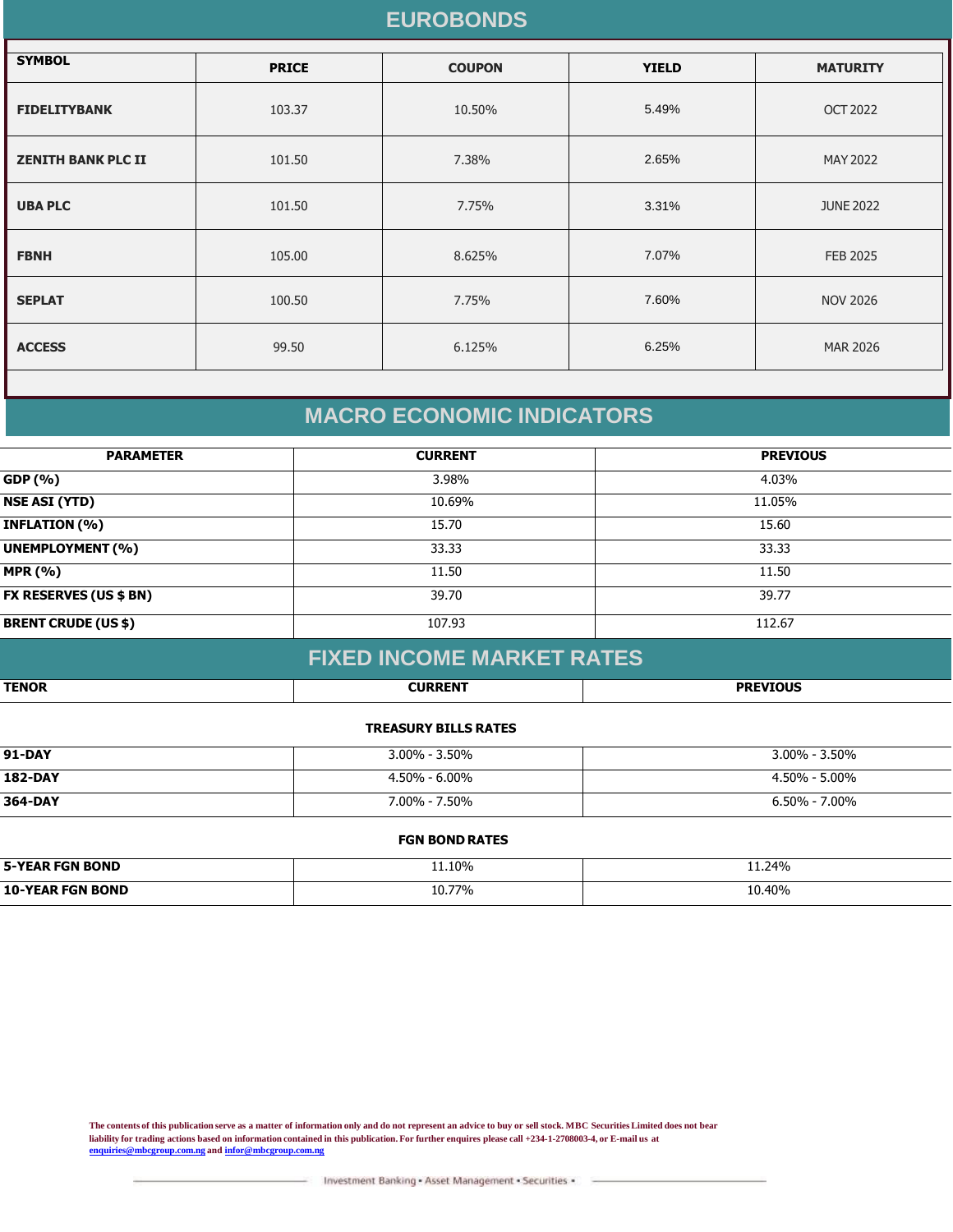## EUROBONDS

| SYMBOL | PRICE | COUPON | YIELD | MATURITY |
|---|---|---|---|---|
| FIDELITYBANK | 103.37 | 10.50% | 5.49% | OCT 2022 |
| ZENITH BANK PLC II | 101.50 | 7.38% | 2.65% | MAY 2022 |
| UBA PLC | 101.50 | 7.75% | 3.31% | JUNE 2022 |
| FBNH | 105.00 | 8.625% | 7.07% | FEB 2025 |
| SEPLAT | 100.50 | 7.75% | 7.60% | NOV 2026 |
| ACCESS | 99.50 | 6.125% | 6.25% | MAR 2026 |

## MACRO ECONOMIC INDICATORS

| PARAMETER | CURRENT | PREVIOUS |
|---|---|---|
| GDP (%) | 3.98% | 4.03% |
| NSE ASI (YTD) | 10.69% | 11.05% |
| INFLATION (%) | 15.70 | 15.60 |
| UNEMPLOYMENT (%) | 33.33 | 33.33 |
| MPR (%) | 11.50 | 11.50 |
| FX RESERVES (US $ BN) | 39.70 | 39.77 |
| BRENT CRUDE (US $) | 107.93 | 112.67 |

## FIXED INCOME MARKET RATES

| TENOR | CURRENT | PREVIOUS |
|---|---|---|
| **TREASURY BILLS RATES** | | |
| 91-DAY | 3.00% - 3.50% | 3.00% - 3.50% |
| 182-DAY | 4.50% - 6.00% | 4.50% - 5.00% |
| 364-DAY | 7.00% - 7.50% | 6.50% - 7.00% |
| **FGN BOND RATES** | | |
| 5-YEAR FGN BOND | 11.10% | 11.24% |
| 10-YEAR FGN BOND | 10.77% | 10.40% |

The contents of this publication serve as a matter of information only and do not represent an advice to buy or sell stock. MBC Securities Limited does not bear liability for trading actions based on information contained in this publication. For further enquires please call +234-1-2708003-4, or E-mail us at enquiries@mbcgroup.com.ng and infor@mbcgroup.com.ng

Investment Banking • Asset Management • Securities •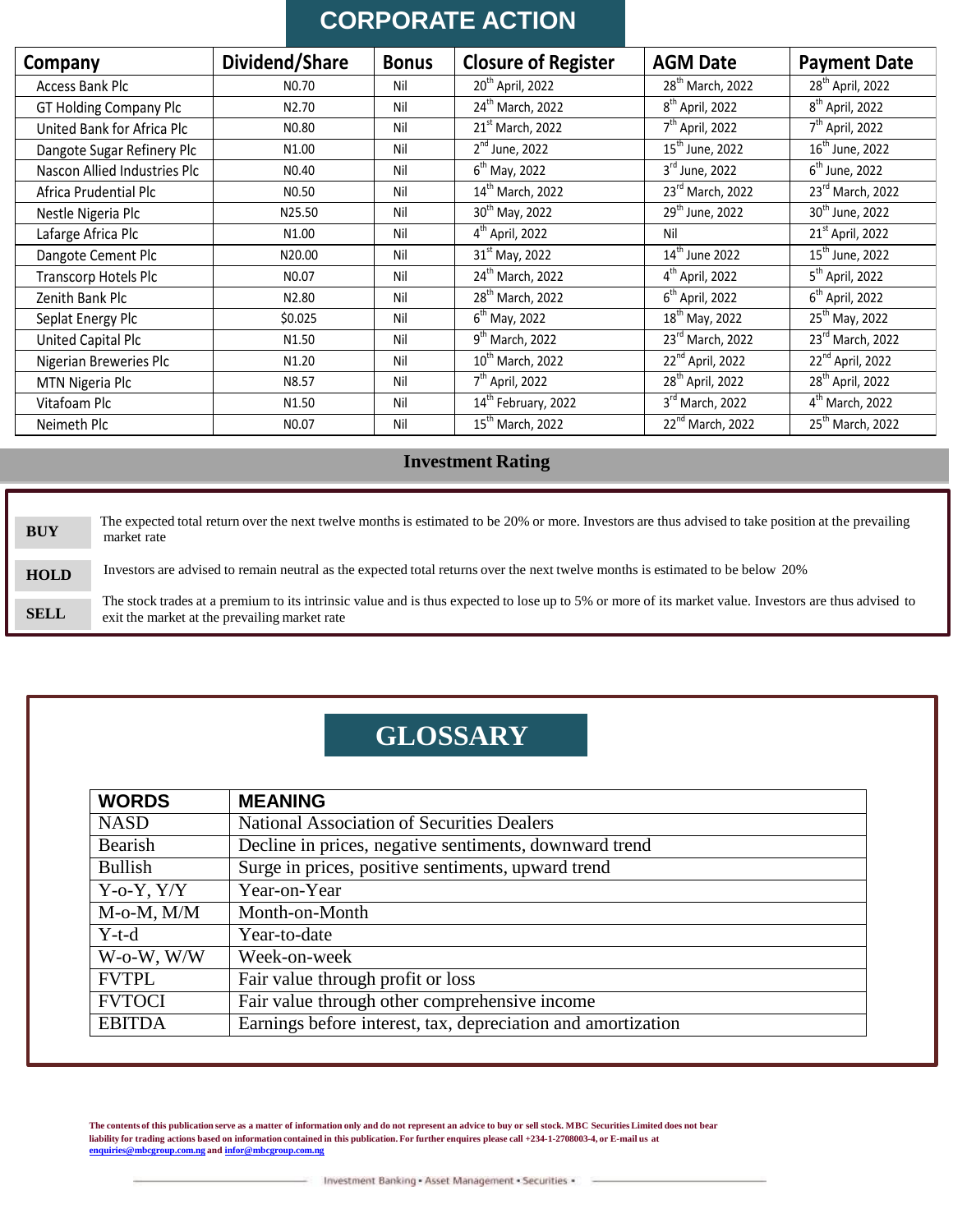# CORPORATE ACTION

| Company | Dividend/Share | Bonus | Closure of Register | AGM Date | Payment Date |
|---|---|---|---|---|---|
| Access Bank Plc | N0.70 | Nil | 20th April, 2022 | 28th March, 2022 | 28th April, 2022 |
| GT Holding Company Plc | N2.70 | Nil | 24th March, 2022 | 8th April, 2022 | 8th April, 2022 |
| United Bank for Africa Plc | N0.80 | Nil | 21st March, 2022 | 7th April, 2022 | 7th April, 2022 |
| Dangote Sugar Refinery Plc | N1.00 | Nil | 2nd June, 2022 | 15th June, 2022 | 16th June, 2022 |
| Nascon Allied Industries Plc | N0.40 | Nil | 6th May, 2022 | 3rd June, 2022 | 6th June, 2022 |
| Africa Prudential Plc | N0.50 | Nil | 14th March, 2022 | 23rd March, 2022 | 23rd March, 2022 |
| Nestle Nigeria Plc | N25.50 | Nil | 30th May, 2022 | 29th June, 2022 | 30th June, 2022 |
| Lafarge Africa Plc | N1.00 | Nil | 4th April, 2022 | Nil | 21st April, 2022 |
| Dangote Cement Plc | N20.00 | Nil | 31st May, 2022 | 14th June 2022 | 15th June, 2022 |
| Transcorp Hotels Plc | N0.07 | Nil | 24th March, 2022 | 4th April, 2022 | 5th April, 2022 |
| Zenith Bank Plc | N2.80 | Nil | 28th March, 2022 | 6th April, 2022 | 6th April, 2022 |
| Seplat Energy Plc | $0.025 | Nil | 6th May, 2022 | 18th May, 2022 | 25th May, 2022 |
| United Capital Plc | N1.50 | Nil | 9th March, 2022 | 23rd March, 2022 | 23rd March, 2022 |
| Nigerian Breweries Plc | N1.20 | Nil | 10th March, 2022 | 22nd April, 2022 | 22nd April, 2022 |
| MTN Nigeria Plc | N8.57 | Nil | 7th April, 2022 | 28th April, 2022 | 28th April, 2022 |
| Vitafoam Plc | N1.50 | Nil | 14th February, 2022 | 3rd March, 2022 | 4th March, 2022 |
| Neimeth Plc | N0.07 | Nil | 15th March, 2022 | 22nd March, 2022 | 25th March, 2022 |

## Investment Rating

| | |
|---|---|
| **BUY** | The expected total return over the next twelve months is estimated to be 20% or more. Investors are thus advised to take position at the prevailing market rate |
| **HOLD** | Investors are advised to remain neutral as the expected total returns over the next twelve months is estimated to be below 20% |
| **SELL** | The stock trades at a premium to its intrinsic value and is thus expected to lose up to 5% or more of its market value. Investors are thus advised to exit the market at the prevailing market rate |

# GLOSSARY

| WORDS | MEANING |
|---|---|
| NASD | National Association of Securities Dealers |
| Bearish | Decline in prices, negative sentiments, downward trend |
| Bullish | Surge in prices, positive sentiments, upward trend |
| Y-o-Y, Y/Y | Year-on-Year |
| M-o-M, M/M | Month-on-Month |
| Y-t-d | Year-to-date |
| W-o-W, W/W | Week-on-week |
| FVTPL | Fair value through profit or loss |
| FVTOCI | Fair value through other comprehensive income |
| EBITDA | Earnings before interest, tax, depreciation and amortization |

**The contents of this publication serve as a matter of information only and do not represent an advice to buy or sell stock. MBC Securities Limited does not bear liability for trading actions based on information contained in this publication. For further enquires please call +234-1-2708003-4, or E-mail us at enquiries@mbcgroup.com.ng and infor@mbcgroup.com.ng**

Investment Banking • Asset Management • Securities •